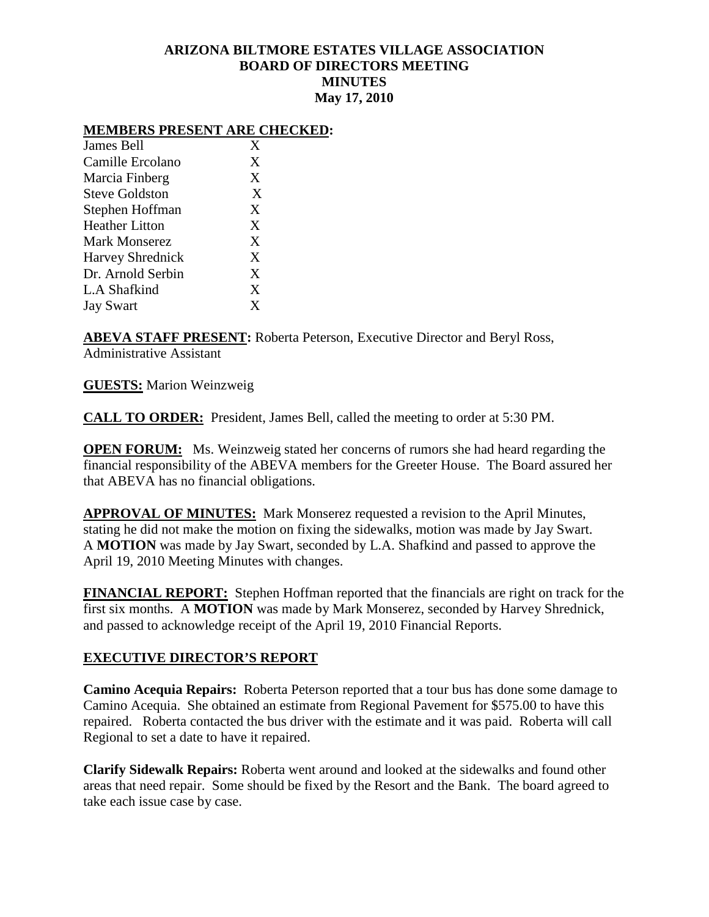# ARIZONA BILTMORE ESTATES VILLAGE ASSOCIATION
## BOARD OF DIRECTORS MEETING
## MINUTES
## May 17, 2010

**MEMBERS PRESENT ARE CHECKED:**

| | |
|---|---|
| James Bell | X |
| Camille Ercolano | X |
| Marcia Finberg | X |
| Steve Goldston | X |
| Stephen Hoffman | X |
| Heather Litton | X |
| Mark Monserez | X |
| Harvey Shrednick | X |
| Dr. Arnold Serbin | X |
| L.A Shafkind | X |
| Jay Swart | X |

**ABEVA STAFF PRESENT:** Roberta Peterson, Executive Director and Beryl Ross, Administrative Assistant

**GUESTS:** Marion Weinzweig

**CALL TO ORDER:** President, James Bell, called the meeting to order at 5:30 PM.

**OPEN FORUM:** Ms. Weinzweig stated her concerns of rumors she had heard regarding the financial responsibility of the ABEVA members for the Greeter House. The Board assured her that ABEVA has no financial obligations.

**APPROVAL OF MINUTES:** Mark Monserez requested a revision to the April Minutes, stating he did not make the motion on fixing the sidewalks, motion was made by Jay Swart. A **MOTION** was made by Jay Swart, seconded by L.A. Shafkind and passed to approve the April 19, 2010 Meeting Minutes with changes.

**FINANCIAL REPORT:** Stephen Hoffman reported that the financials are right on track for the first six months. A **MOTION** was made by Mark Monserez, seconded by Harvey Shrednick, and passed to acknowledge receipt of the April 19, 2010 Financial Reports.

## EXECUTIVE DIRECTOR'S REPORT

**Camino Acequia Repairs:** Roberta Peterson reported that a tour bus has done some damage to Camino Acequia. She obtained an estimate from Regional Pavement for $575.00 to have this repaired. Roberta contacted the bus driver with the estimate and it was paid. Roberta will call Regional to set a date to have it repaired.

**Clarify Sidewalk Repairs:** Roberta went around and looked at the sidewalks and found other areas that need repair. Some should be fixed by the Resort and the Bank. The board agreed to take each issue case by case.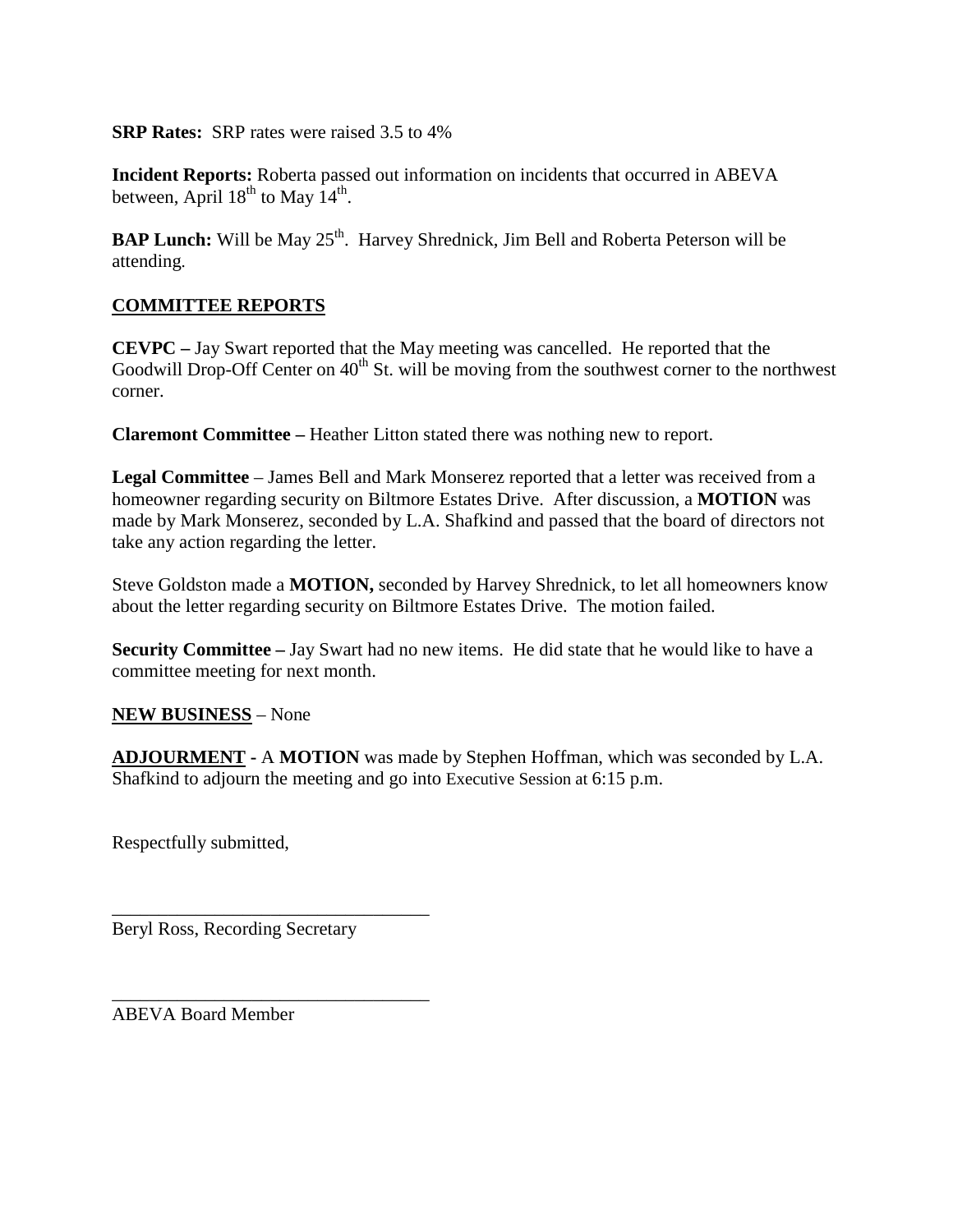**SRP Rates:** SRP rates were raised 3.5 to 4%

**Incident Reports:** Roberta passed out information on incidents that occurred in ABEVA between, April 18th to May 14th.

**BAP Lunch:** Will be May 25th. Harvey Shrednick, Jim Bell and Roberta Peterson will be attending.

## COMMITTEE REPORTS

**CEVPC –** Jay Swart reported that the May meeting was cancelled. He reported that the Goodwill Drop-Off Center on 40th St. will be moving from the southwest corner to the northwest corner.

**Claremont Committee –** Heather Litton stated there was nothing new to report.

**Legal Committee** – James Bell and Mark Monserez reported that a letter was received from a homeowner regarding security on Biltmore Estates Drive. After discussion, a **MOTION** was made by Mark Monserez, seconded by L.A. Shafkind and passed that the board of directors not take any action regarding the letter.

Steve Goldston made a **MOTION,** seconded by Harvey Shrednick, to let all homeowners know about the letter regarding security on Biltmore Estates Drive. The motion failed.

**Security Committee –** Jay Swart had no new items. He did state that he would like to have a committee meeting for next month.

**NEW BUSINESS** – None

**ADJOURMENT -** A **MOTION** was made by Stephen Hoffman, which was seconded by L.A. Shafkind to adjourn the meeting and go into Executive Session at 6:15 p.m.

Respectfully submitted,

\_\_\_\_\_\_\_\_\_\_\_\_\_\_\_\_\_\_\_\_\_\_\_\_\_\_\_\_\_\_\_\_\_\_

Beryl Ross, Recording Secretary

\_\_\_\_\_\_\_\_\_\_\_\_\_\_\_\_\_\_\_\_\_\_\_\_\_\_\_\_\_\_\_\_\_\_

ABEVA Board Member